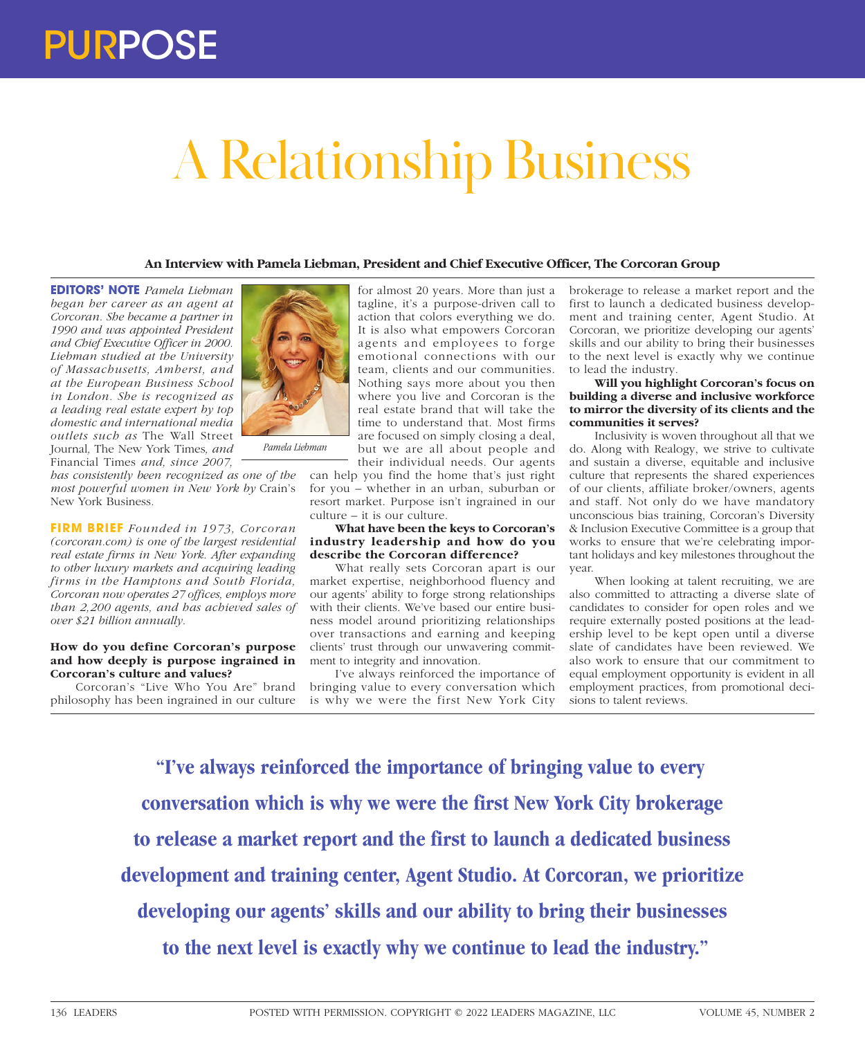# A Relationship Business

**An Interview with Pamela Liebman, President and Chief Executive Officer, The Corcoran Group**

**EDITORS' NOTE** *Pamela Liebman began her career as an agent at Corcoran. She became a partner in 1990 and was appointed President and Chief Executive Officer in 2000. Liebman studied at the University of Massachusetts, Amherst, and at the European Business School in London. She is recognized as a leading real estate expert by top domestic and international media outlets such as* The Wall Street Journal, The New York Times, *and* Financial Times *and, since 2007, has consistently been recognized as one of the most powerful women in New York by* Crain's New York Business.

*Pamela Liebman*

**FIRM BRIEF** *Founded in 1973, Corcoran (corcoran.com) is one of the largest residential real estate firms in New York. After expanding to other luxury markets and acquiring leading firms in the Hamptons and South Florida, Corcoran now operates 27 offices, employs more than 2,200 agents, and has achieved sales of over $21 billion annually.*

**How do you define Corcoran's purpose and how deeply is purpose ingrained in Corcoran's culture and values?**

Corcoran's "Live Who You Are" brand philosophy has been ingrained in our culture for almost 20 years. More than just a tagline, it's a purpose-driven call to action that colors everything we do. It is also what empowers Corcoran agents and employees to forge emotional connections with our team, clients and our communities. Nothing says more about you then where you live and Corcoran is the real estate brand that will take the time to understand that. Most firms are focused on simply closing a deal, but we are all about people and their individual needs. Our agents can help you find the home that's just right for you – whether in an urban, suburban or resort market. Purpose isn't ingrained in our culture – it is our culture.

**What have been the keys to Corcoran's industry leadership and how do you describe the Corcoran difference?**

What really sets Corcoran apart is our market expertise, neighborhood fluency and our agents' ability to forge strong relationships with their clients. We've based our entire business model around prioritizing relationships over transactions and earning and keeping clients' trust through our unwavering commitment to integrity and innovation.

I've always reinforced the importance of bringing value to every conversation which is why we were the first New York City brokerage to release a market report and the first to launch a dedicated business development and training center, Agent Studio. At Corcoran, we prioritize developing our agents' skills and our ability to bring their businesses to the next level is exactly why we continue to lead the industry.

**Will you highlight Corcoran's focus on building a diverse and inclusive workforce to mirror the diversity of its clients and the communities it serves?**

Inclusivity is woven throughout all that we do. Along with Realogy, we strive to cultivate and sustain a diverse, equitable and inclusive culture that represents the shared experiences of our clients, affiliate broker/owners, agents and staff. Not only do we have mandatory unconscious bias training, Corcoran's Diversity & Inclusion Executive Committee is a group that works to ensure that we're celebrating important holidays and key milestones throughout the year.

When looking at talent recruiting, we are also committed to attracting a diverse slate of candidates to consider for open roles and we require externally posted positions at the leadership level to be kept open until a diverse slate of candidates have been reviewed. We also work to ensure that our commitment to equal employment opportunity is evident in all employment practices, from promotional decisions to talent reviews.

> **"I've always reinforced the importance of bringing value to every conversation which is why we were the first New York City brokerage to release a market report and the first to launch a dedicated business development and training center, Agent Studio. At Corcoran, we prioritize developing our agents' skills and our ability to bring their businesses to the next level is exactly why we continue to lead the industry."**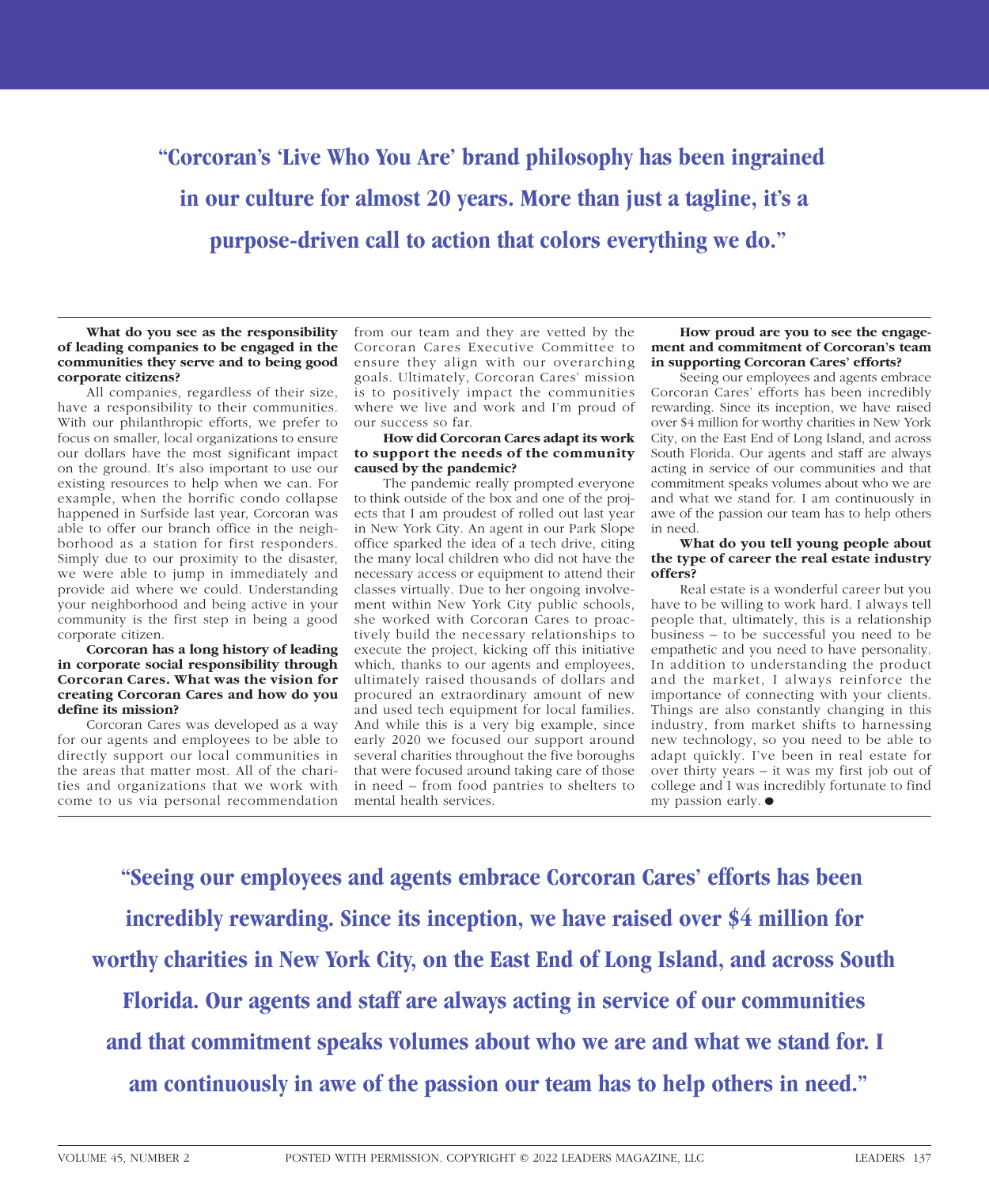**"Corcoran's 'Live Who You Are' brand philosophy has been ingrained in our culture for almost 20 years. More than just a tagline, it's a purpose-driven call to action that colors everything we do."**

**What do you see as the responsibility of leading companies to be engaged in the communities they serve and to being good corporate citizens?**

All companies, regardless of their size, have a responsibility to their communities. With our philanthropic efforts, we prefer to focus on smaller, local organizations to ensure our dollars have the most significant impact on the ground. It's also important to use our existing resources to help when we can. For example, when the horrific condo collapse happened in Surfside last year, Corcoran was able to offer our branch office in the neighborhood as a station for first responders. Simply due to our proximity to the disaster, we were able to jump in immediately and provide aid where we could. Understanding your neighborhood and being active in your community is the first step in being a good corporate citizen.

**Corcoran has a long history of leading in corporate social responsibility through Corcoran Cares. What was the vision for creating Corcoran Cares and how do you define its mission?**

Corcoran Cares was developed as a way for our agents and employees to be able to directly support our local communities in the areas that matter most. All of the charities and organizations that we work with come to us via personal recommendation from our team and they are vetted by the Corcoran Cares Executive Committee to ensure they align with our overarching goals. Ultimately, Corcoran Cares' mission is to positively impact the communities where we live and work and I'm proud of our success so far.

**How did Corcoran Cares adapt its work to support the needs of the community caused by the pandemic?**

The pandemic really prompted everyone to think outside of the box and one of the projects that I am proudest of rolled out last year in New York City. An agent in our Park Slope office sparked the idea of a tech drive, citing the many local children who did not have the necessary access or equipment to attend their classes virtually. Due to her ongoing involvement within New York City public schools, she worked with Corcoran Cares to proactively build the necessary relationships to execute the project, kicking off this initiative which, thanks to our agents and employees, ultimately raised thousands of dollars and procured an extraordinary amount of new and used tech equipment for local families. And while this is a very big example, since early 2020 we focused our support around several charities throughout the five boroughs that were focused around taking care of those in need – from food pantries to shelters to mental health services.

**How proud are you to see the engagement and commitment of Corcoran's team in supporting Corcoran Cares' efforts?**

Seeing our employees and agents embrace Corcoran Cares' efforts has been incredibly rewarding. Since its inception, we have raised over $4 million for worthy charities in New York City, on the East End of Long Island, and across South Florida. Our agents and staff are always acting in service of our communities and that commitment speaks volumes about who we are and what we stand for. I am continuously in awe of the passion our team has to help others in need.

**What do you tell young people about the type of career the real estate industry offers?**

Real estate is a wonderful career but you have to be willing to work hard. I always tell people that, ultimately, this is a relationship business – to be successful you need to be empathetic and you need to have personality. In addition to understanding the product and the market, I always reinforce the importance of connecting with your clients. Things are also constantly changing in this industry, from market shifts to harnessing new technology, so you need to be able to adapt quickly. I've been in real estate for over thirty years – it was my first job out of college and I was incredibly fortunate to find my passion early. ●

**"Seeing our employees and agents embrace Corcoran Cares' efforts has been incredibly rewarding. Since its inception, we have raised over $4 million for worthy charities in New York City, on the East End of Long Island, and across South Florida. Our agents and staff are always acting in service of our communities and that commitment speaks volumes about who we are and what we stand for. I am continuously in awe of the passion our team has to help others in need."**